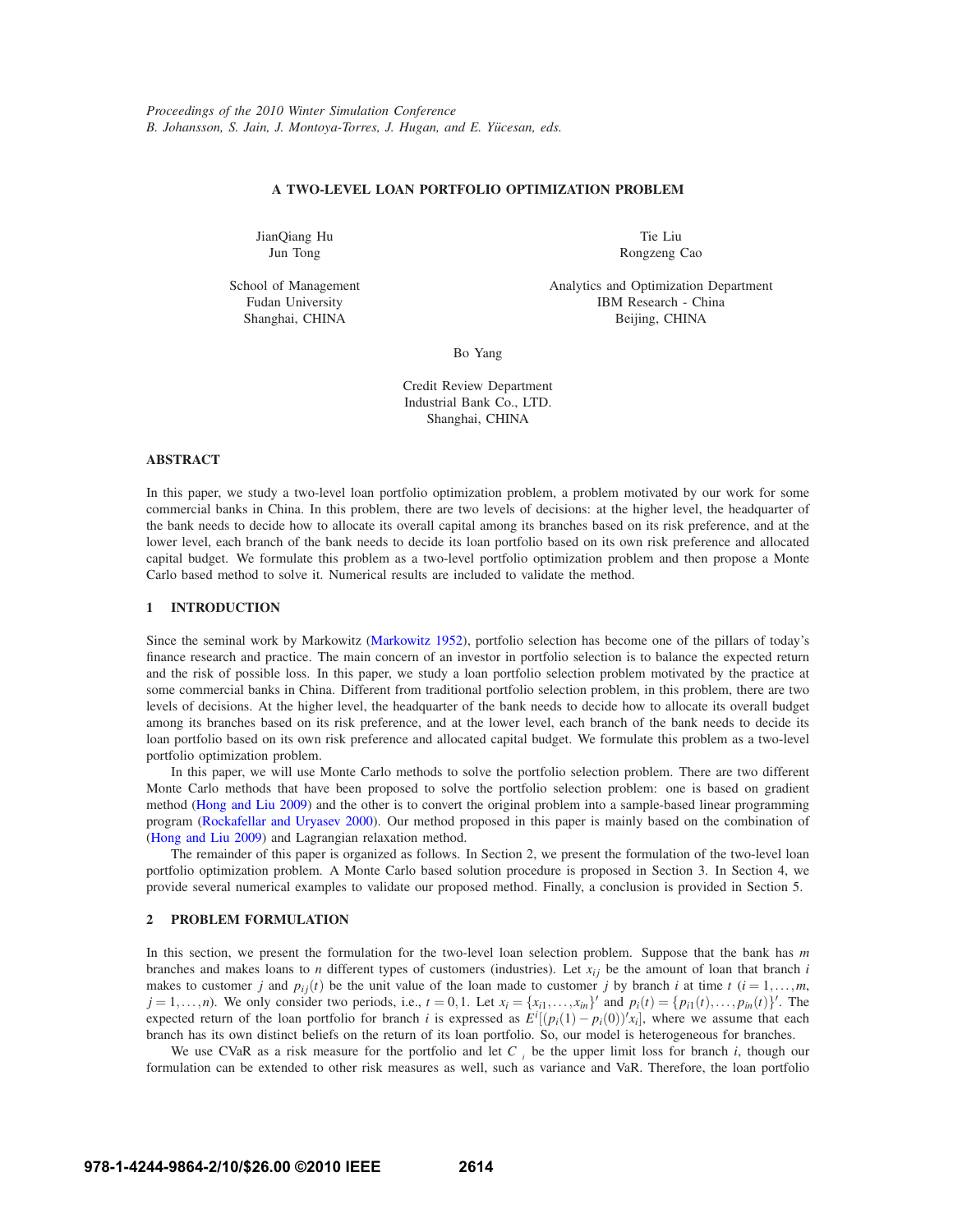*Proceedings of the 2010 Winter Simulation Conference*
*B. Johansson, S. Jain, J. Montoya-Torres, J. Hugan, and E. Yücesan, eds.*

# A TWO-LEVEL LOAN PORTFOLIO OPTIMIZATION PROBLEM

JianQiang Hu
Jun Tong

School of Management
Fudan University
Shanghai, CHINA

Tie Liu
Rongzeng Cao

Analytics and Optimization Department
IBM Research - China
Beijing, CHINA

Bo Yang

Credit Review Department
Industrial Bank Co., LTD.
Shanghai, CHINA

## ABSTRACT

In this paper, we study a two-level loan portfolio optimization problem, a problem motivated by our work for some commercial banks in China. In this problem, there are two levels of decisions: at the higher level, the headquarter of the bank needs to decide how to allocate its overall capital among its branches based on its risk preference, and at the lower level, each branch of the bank needs to decide its loan portfolio based on its own risk preference and allocated capital budget. We formulate this problem as a two-level portfolio optimization problem and then propose a Monte Carlo based method to solve it. Numerical results are included to validate the method.

## 1 INTRODUCTION

Since the seminal work by Markowitz (Markowitz 1952), portfolio selection has become one of the pillars of today's finance research and practice. The main concern of an investor in portfolio selection is to balance the expected return and the risk of possible loss. In this paper, we study a loan portfolio selection problem motivated by the practice at some commercial banks in China. Different from traditional portfolio selection problem, in this problem, there are two levels of decisions. At the higher level, the headquarter of the bank needs to decide how to allocate its overall budget among its branches based on its risk preference, and at the lower level, each branch of the bank needs to decide its loan portfolio based on its own risk preference and allocated capital budget. We formulate this problem as a two-level portfolio optimization problem.

In this paper, we will use Monte Carlo methods to solve the portfolio selection problem. There are two different Monte Carlo methods that have been proposed to solve the portfolio selection problem: one is based on gradient method (Hong and Liu 2009) and the other is to convert the original problem into a sample-based linear programming program (Rockafellar and Uryasev 2000). Our method proposed in this paper is mainly based on the combination of (Hong and Liu 2009) and Lagrangian relaxation method.

The remainder of this paper is organized as follows. In Section 2, we present the formulation of the two-level loan portfolio optimization problem. A Monte Carlo based solution procedure is proposed in Section 3. In Section 4, we provide several numerical examples to validate our proposed method. Finally, a conclusion is provided in Section 5.

## 2 PROBLEM FORMULATION

In this section, we present the formulation for the two-level loan selection problem. Suppose that the bank has $m$ branches and makes loans to $n$ different types of customers (industries). Let $x_{ij}$ be the amount of loan that branch $i$ makes to customer $j$ and $p_{ij}(t)$ be the unit value of the loan made to customer $j$ by branch $i$ at time $t$ ($i = 1,\ldots,m$, $j = 1,\ldots,n$). We only consider two periods, i.e., $t = 0,1$. Let $x_i = \{x_{i1},\ldots,x_{in}\}'$ and $p_i(t) = \{p_{i1}(t),\ldots,p_{in}(t)\}'$. The expected return of the loan portfolio for branch $i$ is expressed as $E^i[(p_i(1) - p_i(0))'x_i]$, where we assume that each branch has its own distinct beliefs on the return of its loan portfolio. So, our model is heterogeneous for branches.

We use CVaR as a risk measure for the portfolio and let $C_i$ be the upper limit loss for branch $i$, though our formulation can be extended to other risk measures as well, such as variance and VaR. Therefore, the loan portfolio

978-1-4244-9864-2/10/$26.00 ©2010 IEEE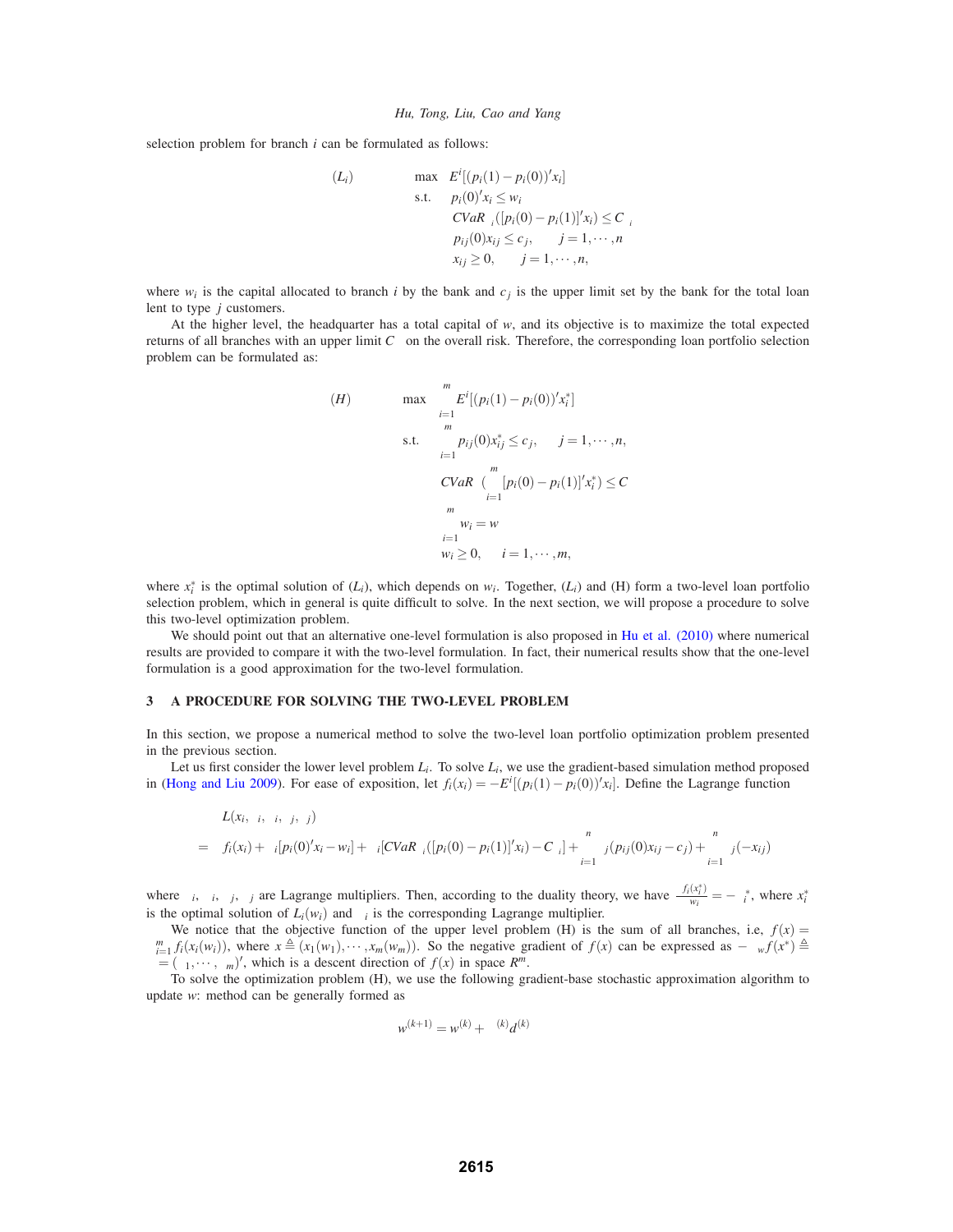selection problem for branch $i$ can be formulated as follows:

$$
\begin{aligned}
(L_i) \qquad\qquad & \max \quad E^i[(p_i(1) - p_i(0))' x_i] \\
& \text{s.t.} \quad p_i(0)' x_i \le w_i \\
& \qquad\quad CVaR_{\ i}([p_i(0) - p_i(1)]' x_i) \le C_{\ i} \\
& \qquad\quad p_{ij}(0) x_{ij} \le c_j, \qquad j = 1, \cdots, n \\
& \qquad\quad x_{ij} \ge 0, \qquad j = 1, \cdots, n,
\end{aligned}
$$

where $w_i$ is the capital allocated to branch $i$ by the bank and $c_j$ is the upper limit set by the bank for the total loan lent to type $j$ customers.

At the higher level, the headquarter has a total capital of $w$, and its objective is to maximize the total expected returns of all branches with an upper limit $C$ on the overall risk. Therefore, the corresponding loan portfolio selection problem can be formulated as:

$$
\begin{aligned}
(H) \qquad\qquad & \max \quad \sum_{i=1}^{m} E^i[(p_i(1) - p_i(0))' x_i^*] \\
& \text{s.t.} \quad \sum_{i=1}^{m} p_{ij}(0) x_{ij}^* \le c_j, \qquad j = 1, \cdots, n, \\
& \qquad\quad CVaR\ (\sum_{i=1}^{m} [p_i(0) - p_i(1)]' x_i^*) \le C \\
& \qquad\quad \sum_{i=1}^{m} w_i = w \\
& \qquad\quad w_i \ge 0, \qquad i = 1, \cdots, m,
\end{aligned}
$$

where $x_i^*$ is the optimal solution of $(L_i)$, which depends on $w_i$. Together, $(L_i)$ and (H) form a two-level loan portfolio selection problem, which in general is quite difficult to solve. In the next section, we will propose a procedure to solve this two-level optimization problem.

We should point out that an alternative one-level formulation is also proposed in Hu et al. (2010) where numerical results are provided to compare it with the two-level formulation. In fact, their numerical results show that the one-level formulation is a good approximation for the two-level formulation.

## 3 A PROCEDURE FOR SOLVING THE TWO-LEVEL PROBLEM

In this section, we propose a numerical method to solve the two-level loan portfolio optimization problem presented in the previous section.

Let us first consider the lower level problem $L_i$. To solve $L_i$, we use the gradient-based simulation method proposed in (Hong and Liu 2009). For ease of exposition, let $f_i(x_i) = -E^i[(p_i(1) - p_i(0))' x_i]$. Define the Lagrange function

$$
\begin{aligned}
& L(x_i,\ _i,\ _i,\ _j,\ _j) \\
= \ & f_i(x_i) + \ _i[p_i(0)' x_i - w_i] + \ _i[CVaR_{\ i}([p_i(0) - p_i(1)]' x_i) - C_{\ i}] + \sum_{i=1}^{n} \ _j(p_{ij}(0) x_{ij} - c_j) + \sum_{i=1}^{n} \ _j(-x_{ij})
\end{aligned}
$$

where $\ _i,\ _i,\ _j,\ _j$ are Lagrange multipliers. Then, according to the duality theory, we have $\frac{f_i(x_i^*)}{w_i} = -\ _i^*$, where $x_i^*$ is the optimal solution of $L_i(w_i)$ and $\ _i$ is the corresponding Lagrange multiplier.

We notice that the objective function of the upper level problem (H) is the sum of all branches, i.e, $f(x) = \sum_{i=1}^{m} f_i(x_i(w_i))$, where $x \triangleq (x_1(w_1), \cdots, x_m(w_m))$. So the negative gradient of $f(x)$ can be expressed as $-\ _w f(x^*) \triangleq\ = (\ _1, \cdots,\ _m)'$, which is a descent direction of $f(x)$ in space $R^m$.

To solve the optimization problem (H), we use the following gradient-base stochastic approximation algorithm to update $w$: method can be generally formed as

$$
w^{(k+1)} = w^{(k)} + \ ^{(k)} d^{(k)}
$$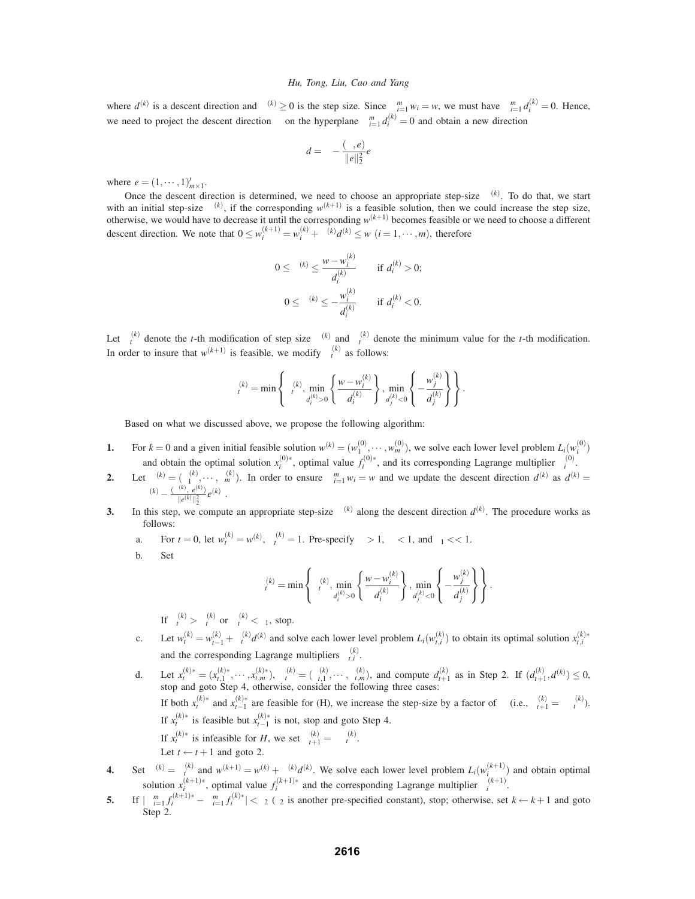where $d^{(k)}$ is a descent direction and $^{(k)} \geq 0$ is the step size. Since $_{i=1}^{m} w_i = w$, we must have $_{i=1}^{m} d_i^{(k)} = 0$. Hence, we need to project the descent direction on the hyperplane $_{i=1}^{m} d_i^{(k)} = 0$ and obtain a new direction

$$d = \quad - \frac{( \ , e)}{\|e\|_2^2} e$$

where $e = (1, \cdots, 1)'_{m \times 1}$.

Once the descent direction is determined, we need to choose an appropriate step-size $^{(k)}$. To do that, we start with an initial step-size $^{(k)}$, if the corresponding $w^{(k+1)}$ is a feasible solution, then we could increase the step size, otherwise, we would have to decrease it until the corresponding $w^{(k+1)}$ becomes feasible or we need to choose a different descent direction. We note that $0 \leq w_i^{(k+1)} = w_i^{(k)} + \ ^{(k)} d^{(k)} \leq w \ (i = 1, \cdots, m)$, therefore

$$0 \leq \ ^{(k)} \leq \frac{w - w_i^{(k)}}{d_i^{(k)}} \qquad \text{if } d_i^{(k)} > 0;$$

$$0 \leq \ ^{(k)} \leq -\frac{w_i^{(k)}}{d_i^{(k)}} \qquad \text{if } d_i^{(k)} < 0.$$

Let $_t^{(k)}$ denote the $t$-th modification of step size $^{(k)}$ and $_t^{(k)}$ denote the minimum value for the $t$-th modification. In order to insure that $w^{(k+1)}$ is feasible, we modify $_t^{(k)}$ as follows:

$$_t^{(k)} = \min \left\{ \ _t^{(k)}, \min_{d_i^{(k)} > 0} \left\{ \frac{w - w_i^{(k)}}{d_i^{(k)}} \right\}, \min_{d_j^{(k)} < 0} \left\{ -\frac{w_j^{(k)}}{d_j^{(k)}} \right\} \right\}.$$

Based on what we discussed above, we propose the following algorithm:

**1.** For $k = 0$ and a given initial feasible solution $w^{(k)} = (w_1^{(0)}, \cdots, w_m^{(0)})$, we solve each lower level problem $L_i(w_i^{(0)})$ and obtain the optimal solution $x_i^{(0)*}$, optimal value $f_i^{(0)*}$, and its corresponding Lagrange multiplier $_i^{(0)}$.

**2.** Let $^{(k)} = ( \ _1^{(k)}, \cdots, \ _m^{(k)})$. In order to ensure $_{i=1}^{m} w_i = w$ and we update the descent direction $d^{(k)}$ as $d^{(k)} = \ ^{(k)} - \frac{( \ ^{(k)}, e^{(k)})}{\|e^{(k)}\|_2^2} e^{(k)}$.

**3.** In this step, we compute an appropriate step-size $^{(k)}$ along the descent direction $d^{(k)}$. The procedure works as follows:

a. For $t = 0$, let $w_t^{(k)} = w^{(k)}$, $_t^{(k)} = 1$. Pre-specify $> 1$, $< 1$, and $_1 << 1$.

b. Set

$$_t^{(k)} = \min \left\{ \ _t^{(k)}, \min_{d_i^{(k)} > 0} \left\{ \frac{w - w_i^{(k)}}{d_i^{(k)}} \right\}, \min_{d_j^{(k)} < 0} \left\{ -\frac{w_j^{(k)}}{d_j^{(k)}} \right\} \right\}.$$

If $_t^{(k)} > \ _t^{(k)}$ or $_t^{(k)} < \ _1$, stop.

c. Let $w_t^{(k)} = w_{t-1}^{(k)} + \ _t^{(k)} d^{(k)}$ and solve each lower level problem $L_i(w_{t,i}^{(k)})$ to obtain its optimal solution $x_{t,i}^{(k)*}$ and the corresponding Lagrange multipliers $_{t,i}^{(k)}$.

d. Let $x_t^{(k)*} = (x_{t,1}^{(k)*}, \cdots, x_{t,m}^{(k)*})$, $_t^{(k)} = ( \ _{t,1}^{(k)}, \cdots, \ _{t,m}^{(k)})$, and compute $d_{t+1}^{(k)}$ as in Step 2. If $(d_{t+1}^{(k)}, d^{(k)}) \leq 0$, stop and goto Step 4, otherwise, consider the following three cases:

If both $x_t^{(k)*}$ and $x_{t-1}^{(k)*}$ are feasible for (H), we increase the step-size by a factor of (i.e., $_{t+1}^{(k)} = \ _t^{(k)}$).

If $x_t^{(k)*}$ is feasible but $x_{t-1}^{(k)*}$ is not, stop and goto Step 4.

If $x_t^{(k)*}$ is infeasible for $H$, we set $_{t+1}^{(k)} = \ _t^{(k)}$.

Let $t \leftarrow t + 1$ and goto 2.

**4.** Set $^{(k)} = \ _t^{(k)}$ and $w^{(k+1)} = w^{(k)} + \ ^{(k)} d^{(k)}$. We solve each lower level problem $L_i(w_i^{(k+1)})$ and obtain optimal solution $x_i^{(k+1)*}$, optimal value $f_i^{(k+1)*}$ and the corresponding Lagrange multiplier $_i^{(k+1)}$.

**5.** If $| \ _{i=1}^{m} f_i^{(k+1)*} - \ _{i=1}^{m} f_i^{(k)*}| < \ _2$ ( $_2$ is another pre-specified constant), stop; otherwise, set $k \leftarrow k + 1$ and goto Step 2.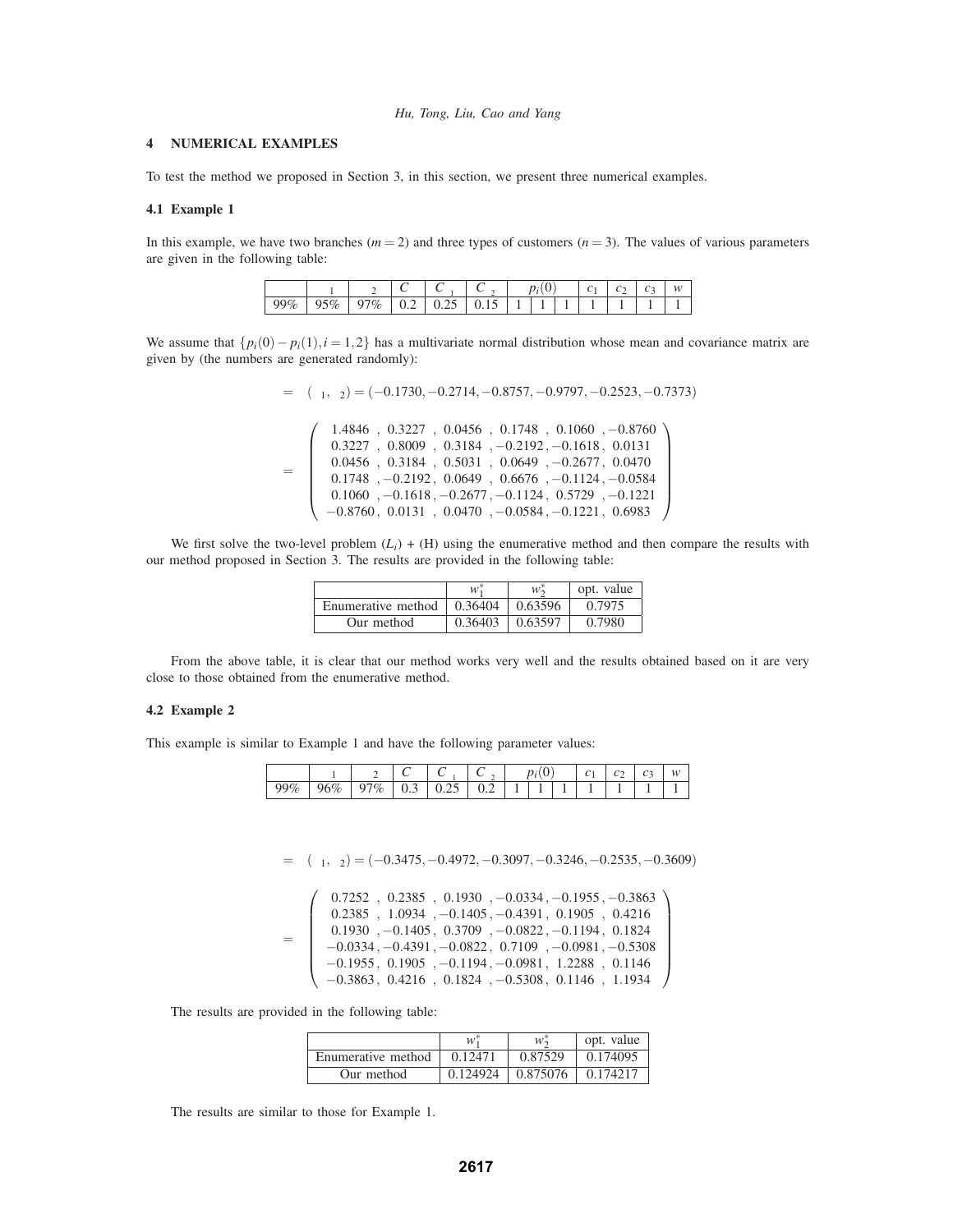## 4 NUMERICAL EXAMPLES

To test the method we proposed in Section 3, in this section, we present three numerical examples.

### 4.1 Example 1

In this example, we have two branches ($m = 2$) and three types of customers ($n = 3$). The values of various parameters are given in the following table:

| | 1 | 2 | $C$ | $C_1$ | $C_2$ | $p_i(0)$ | | | $c_1$ | $c_2$ | $c_3$ | $w$ |
|---|---|---|---|---|---|---|---|---|---|---|---|---|
| 99% | 95% | 97% | 0.2 | 0.25 | 0.15 | 1 | 1 | 1 | 1 | 1 | 1 | 1 |

We assume that $\{p_i(0) - p_i(1), i = 1,2\}$ has a multivariate normal distribution whose mean and covariance matrix are given by (the numbers are generated randomly):

$$= ( _1, _2) = (-0.1730, -0.2714, -0.8757, -0.9797, -0.2523, -0.7373)$$

$$= \begin{pmatrix} 1.4846 & , 0.3227 & , 0.0456 & , 0.1748 & , 0.1060 & , -0.8760 \\ 0.3227 & , 0.8009 & , 0.3184 & , -0.2192 & , -0.1618 & , 0.0131 \\ 0.0456 & , 0.3184 & , 0.5031 & , 0.0649 & , -0.2677 & , 0.0470 \\ 0.1748 & , -0.2192 & , 0.0649 & , 0.6676 & , -0.1124 & , -0.0584 \\ 0.1060 & , -0.1618 & , -0.2677 & , -0.1124 & , 0.5729 & , -0.1221 \\ -0.8760 & , 0.0131 & , 0.0470 & , -0.0584 & , -0.1221 & , 0.6983 \end{pmatrix}$$

We first solve the two-level problem $(L_i)$ + (H) using the enumerative method and then compare the results with our method proposed in Section 3. The results are provided in the following table:

| | $w_1^*$ | $w_2^*$ | opt. value |
|---|---|---|---|
| Enumerative method | 0.36404 | 0.63596 | 0.7975 |
| Our method | 0.36403 | 0.63597 | 0.7980 |

From the above table, it is clear that our method works very well and the results obtained based on it are very close to those obtained from the enumerative method.

### 4.2 Example 2

This example is similar to Example 1 and have the following parameter values:

| | 1 | 2 | $C$ | $C_1$ | $C_2$ | $p_i(0)$ | | | $c_1$ | $c_2$ | $c_3$ | $w$ |
|---|---|---|---|---|---|---|---|---|---|---|---|---|
| 99% | 96% | 97% | 0.3 | 0.25 | 0.2 | 1 | 1 | 1 | 1 | 1 | 1 | 1 |

$$= ( _1, _2) = (-0.3475, -0.4972, -0.3097, -0.3246, -0.2535, -0.3609)$$

$$= \begin{pmatrix} 0.7252 & , 0.2385 & , 0.1930 & , -0.0334 & , -0.1955 & , -0.3863 \\ 0.2385 & , 1.0934 & , -0.1405 & , -0.4391 & , 0.1905 & , 0.4216 \\ 0.1930 & , -0.1405 & , 0.3709 & , -0.0822 & , -0.1194 & , 0.1824 \\ -0.0334 & , -0.4391 & , -0.0822 & , 0.7109 & , -0.0981 & , -0.5308 \\ -0.1955 & , 0.1905 & , -0.1194 & , -0.0981 & , 1.2288 & , 0.1146 \\ -0.3863 & , 0.4216 & , 0.1824 & , -0.5308 & , 0.1146 & , 1.1934 \end{pmatrix}$$

The results are provided in the following table:

| | $w_1^*$ | $w_2^*$ | opt. value |
|---|---|---|---|
| Enumerative method | 0.12471 | 0.87529 | 0.174095 |
| Our method | 0.124924 | 0.875076 | 0.174217 |

The results are similar to those for Example 1.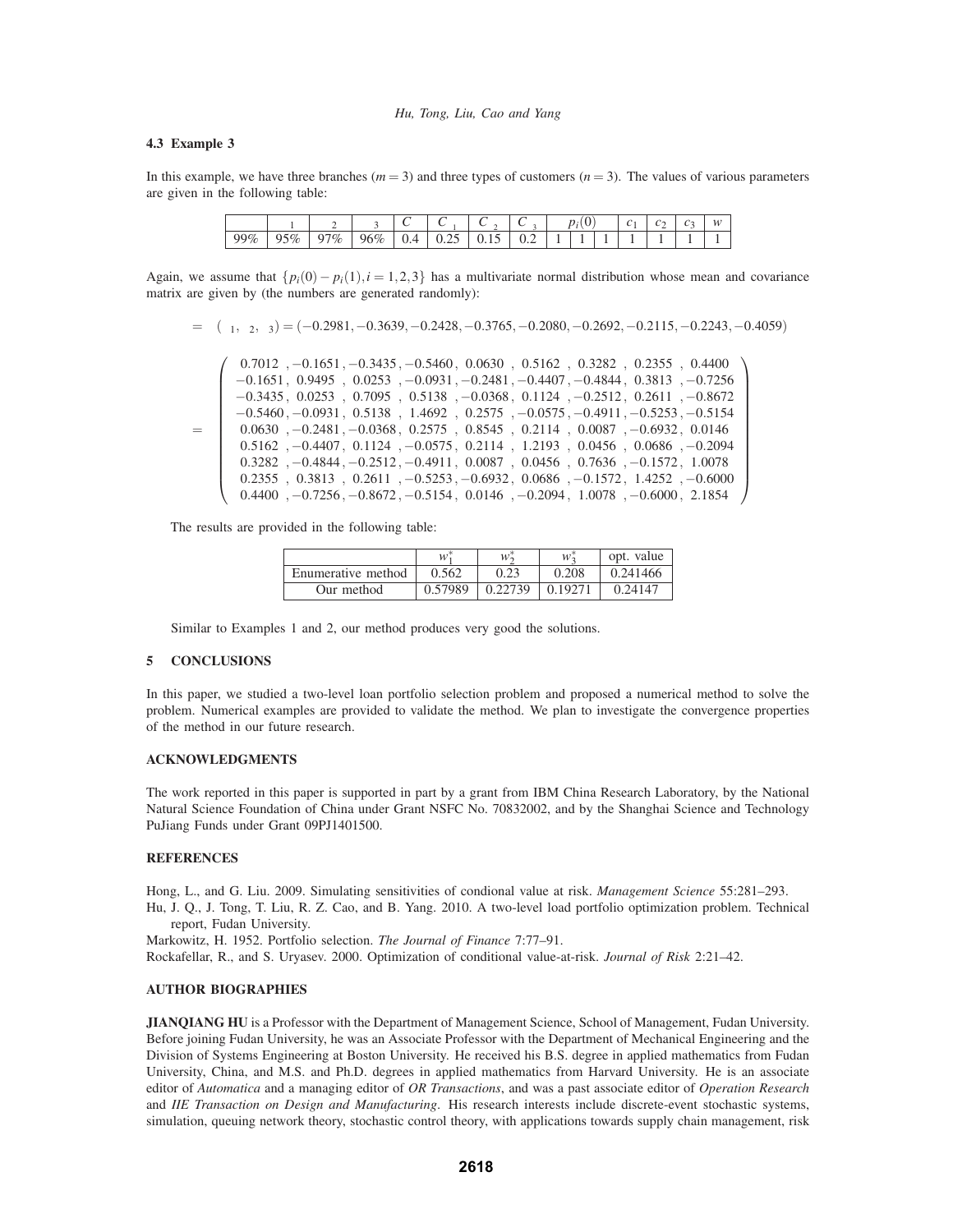### 4.3 Example 3

In this example, we have three branches ($m = 3$) and three types of customers ($n = 3$). The values of various parameters are given in the following table:

| | 1 | 2 | 3 | $C$ | $C_1$ | $C_2$ | $C_3$ | $p_i(0)$ | | | $c_1$ | $c_2$ | $c_3$ | $w$ |
|---|---|---|---|---|---|---|---|---|---|---|---|---|---|---|
| 99% | 95% | 97% | 96% | 0.4 | 0.25 | 0.15 | 0.2 | 1 | 1 | 1 | 1 | 1 | 1 | 1 |

Again, we assume that $\{p_i(0) - p_i(1), i = 1,2,3\}$ has a multivariate normal distribution whose mean and covariance matrix are given by (the numbers are generated randomly):

$$= ( _1, _2, _3) = (-0.2981, -0.3639, -0.2428, -0.3765, -0.2080, -0.2692, -0.2115, -0.2243, -0.4059)$$

$$= \begin{pmatrix} 0.7012 & -0.1651 & -0.3435 & -0.5460 & 0.0630 & 0.5162 & 0.3282 & 0.2355 & 0.4400 \\ -0.1651 & 0.9495 & 0.0253 & -0.0931 & -0.2481 & -0.4407 & -0.4844 & 0.3813 & -0.7256 \\ -0.3435 & 0.0253 & 0.7095 & 0.5138 & -0.0368 & 0.1124 & -0.2512 & 0.2611 & -0.8672 \\ -0.5460 & -0.0931 & 0.5138 & 1.4692 & 0.2575 & -0.0575 & -0.4911 & -0.5253 & -0.5154 \\ 0.0630 & -0.2481 & -0.0368 & 0.2575 & 0.8545 & 0.2114 & 0.0087 & -0.6932 & 0.0146 \\ 0.5162 & -0.4407 & 0.1124 & -0.0575 & 0.2114 & 1.2193 & 0.0456 & 0.0686 & -0.2094 \\ 0.3282 & -0.4844 & -0.2512 & -0.4911 & 0.0087 & 0.0456 & 0.7636 & -0.1572 & 1.0078 \\ 0.2355 & 0.3813 & 0.2611 & -0.5253 & -0.6932 & 0.0686 & -0.1572 & 1.4252 & -0.6000 \\ 0.4400 & -0.7256 & -0.8672 & -0.5154 & 0.0146 & -0.2094 & 1.0078 & -0.6000 & 2.1854 \end{pmatrix}$$

The results are provided in the following table:

| | $w_1^*$ | $w_2^*$ | $w_3^*$ | opt. value |
|---|---|---|---|---|
| Enumerative method | 0.562 | 0.23 | 0.208 | 0.241466 |
| Our method | 0.57989 | 0.22739 | 0.19271 | 0.24147 |

Similar to Examples 1 and 2, our method produces very good the solutions.

## 5 CONCLUSIONS

In this paper, we studied a two-level loan portfolio selection problem and proposed a numerical method to solve the problem. Numerical examples are provided to validate the method. We plan to investigate the convergence properties of the method in our future research.

## ACKNOWLEDGMENTS

The work reported in this paper is supported in part by a grant from IBM China Research Laboratory, by the National Natural Science Foundation of China under Grant NSFC No. 70832002, and by the Shanghai Science and Technology PuJiang Funds under Grant 09PJ1401500.

## REFERENCES

Hong, L., and G. Liu. 2009. Simulating sensitivities of condional value at risk. *Management Science* 55:281–293.

Hu, J. Q., J. Tong, T. Liu, R. Z. Cao, and B. Yang. 2010. A two-level load portfolio optimization problem. Technical report, Fudan University.

Markowitz, H. 1952. Portfolio selection. *The Journal of Finance* 7:77–91.

Rockafellar, R., and S. Uryasev. 2000. Optimization of conditional value-at-risk. *Journal of Risk* 2:21–42.

## AUTHOR BIOGRAPHIES

**JIANQIANG HU** is a Professor with the Department of Management Science, School of Management, Fudan University. Before joining Fudan University, he was an Associate Professor with the Department of Mechanical Engineering and the Division of Systems Engineering at Boston University. He received his B.S. degree in applied mathematics from Fudan University, China, and M.S. and Ph.D. degrees in applied mathematics from Harvard University. He is an associate editor of *Automatica* and a managing editor of *OR Transactions*, and was a past associate editor of *Operation Research* and *IIE Transaction on Design and Manufacturing*. His research interests include discrete-event stochastic systems, simulation, queuing network theory, stochastic control theory, with applications towards supply chain management, risk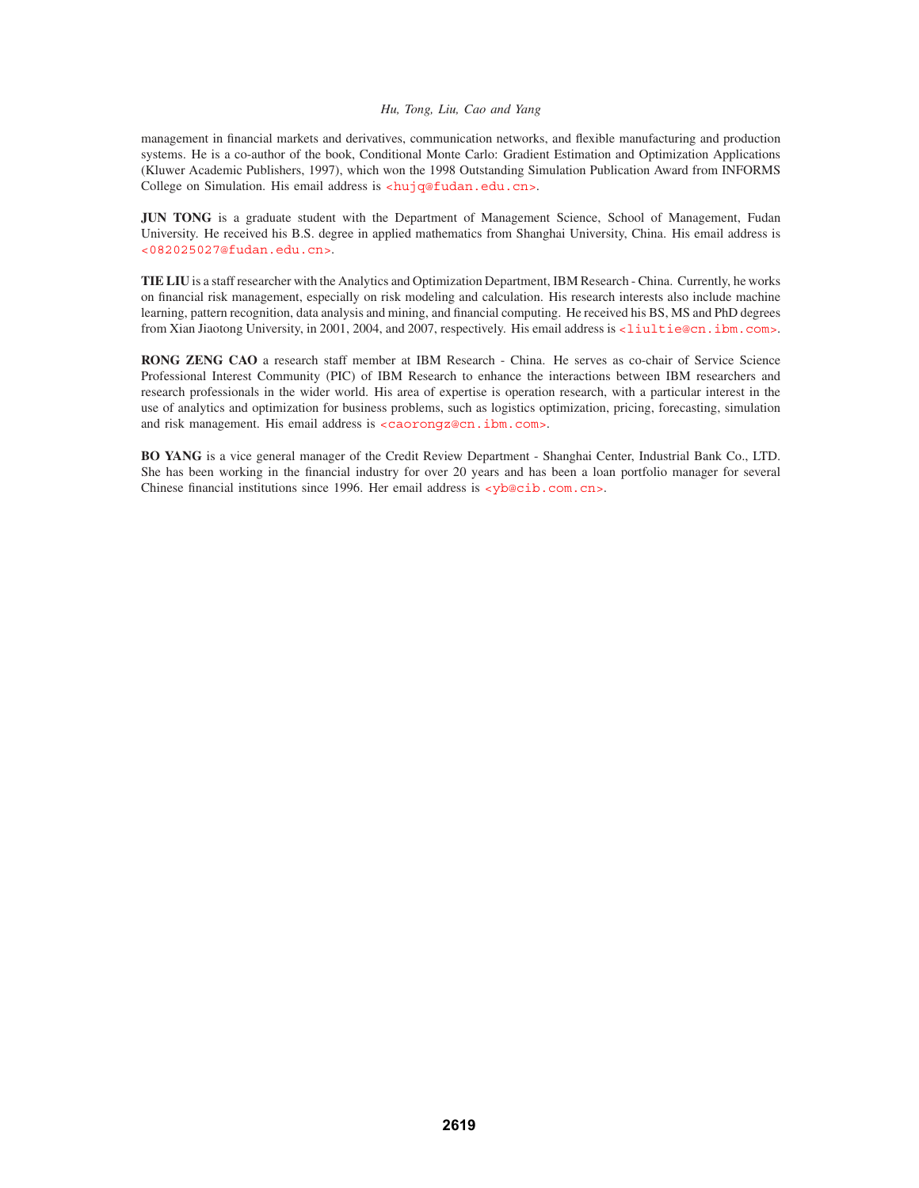management in financial markets and derivatives, communication networks, and flexible manufacturing and production systems. He is a co-author of the book, Conditional Monte Carlo: Gradient Estimation and Optimization Applications (Kluwer Academic Publishers, 1997), which won the 1998 Outstanding Simulation Publication Award from INFORMS College on Simulation. His email address is <hujq@fudan.edu.cn>.

**JUN TONG** is a graduate student with the Department of Management Science, School of Management, Fudan University. He received his B.S. degree in applied mathematics from Shanghai University, China. His email address is <082025027@fudan.edu.cn>.

**TIE LIU** is a staff researcher with the Analytics and Optimization Department, IBM Research - China. Currently, he works on financial risk management, especially on risk modeling and calculation. His research interests also include machine learning, pattern recognition, data analysis and mining, and financial computing. He received his BS, MS and PhD degrees from Xian Jiaotong University, in 2001, 2004, and 2007, respectively. His email address is <liultie@cn.ibm.com>.

**RONG ZENG CAO** a research staff member at IBM Research - China. He serves as co-chair of Service Science Professional Interest Community (PIC) of IBM Research to enhance the interactions between IBM researchers and research professionals in the wider world. His area of expertise is operation research, with a particular interest in the use of analytics and optimization for business problems, such as logistics optimization, pricing, forecasting, simulation and risk management. His email address is <caorongz@cn.ibm.com>.

**BO YANG** is a vice general manager of the Credit Review Department - Shanghai Center, Industrial Bank Co., LTD. She has been working in the financial industry for over 20 years and has been a loan portfolio manager for several Chinese financial institutions since 1996. Her email address is <yb@cib.com.cn>.